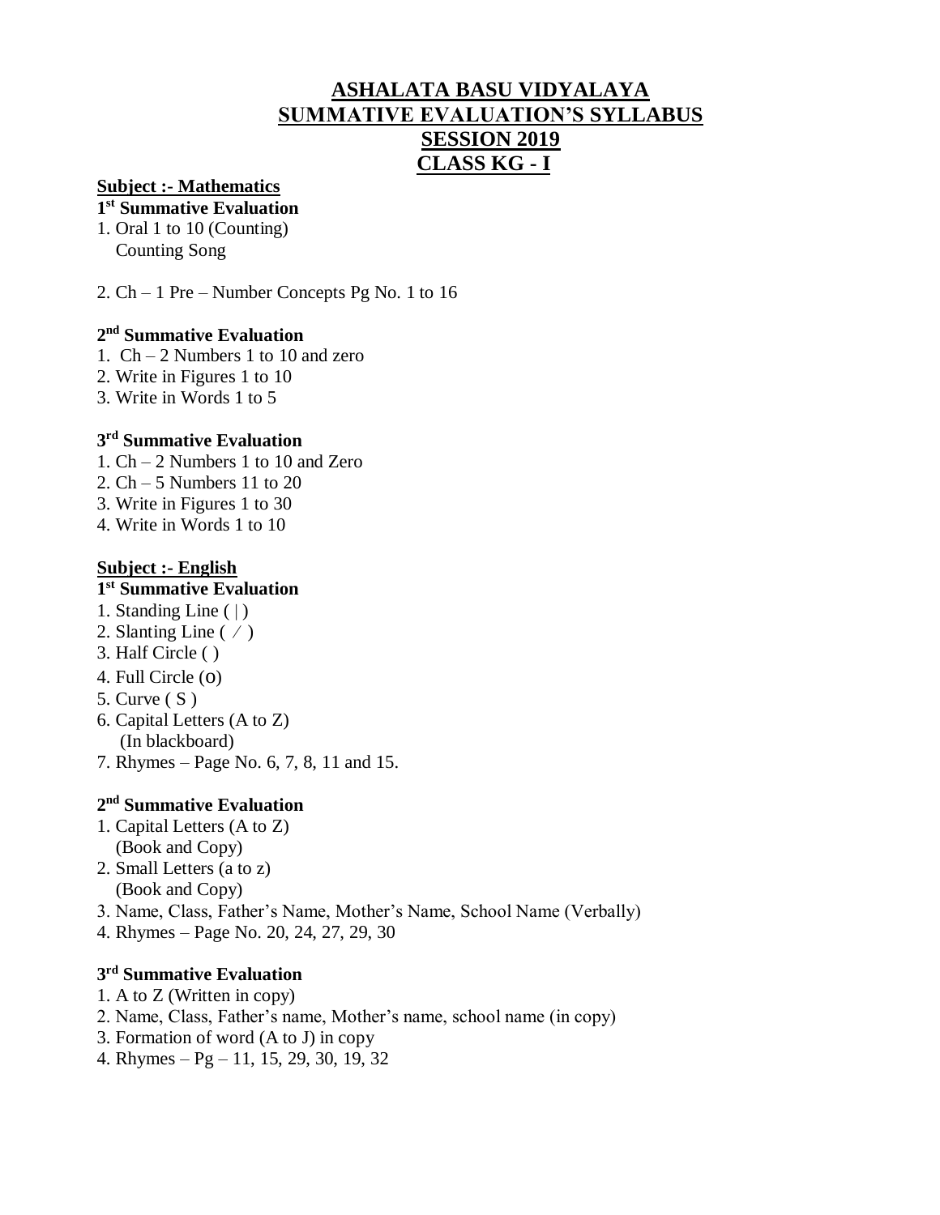# ASHALATA BASU VIDYALAYA
# SUMMATIVE EVALUATION'S SYLLABUS
# SESSION 2019
# CLASS KG - I

## Subject :- Mathematics

### 1st Summative Evaluation

1. Oral 1 to 10 (Counting)
   Counting Song

2. Ch – 1 Pre – Number Concepts Pg No. 1 to 16

### 2nd Summative Evaluation

1. Ch – 2 Numbers 1 to 10 and zero
2. Write in Figures 1 to 10
3. Write in Words 1 to 5

### 3rd Summative Evaluation

1. Ch – 2 Numbers 1 to 10 and Zero
2. Ch – 5 Numbers 11 to 20
3. Write in Figures 1 to 30
4. Write in Words 1 to 10

## Subject :- English

### 1st Summative Evaluation

1. Standing Line ( | )
2. Slanting Line ( ⁄ )
3. Half Circle ( )
4. Full Circle (o)
5. Curve ( S )
6. Capital Letters (A to Z)
   (In blackboard)
7. Rhymes – Page No. 6, 7, 8, 11 and 15.

### 2nd Summative Evaluation

1. Capital Letters (A to Z)
   (Book and Copy)
2. Small Letters (a to z)
   (Book and Copy)
3. Name, Class, Father's Name, Mother's Name, School Name (Verbally)
4. Rhymes – Page No. 20, 24, 27, 29, 30

### 3rd Summative Evaluation

1. A to Z (Written in copy)
2. Name, Class, Father's name, Mother's name, school name (in copy)
3. Formation of word (A to J) in copy
4. Rhymes – Pg – 11, 15, 29, 30, 19, 32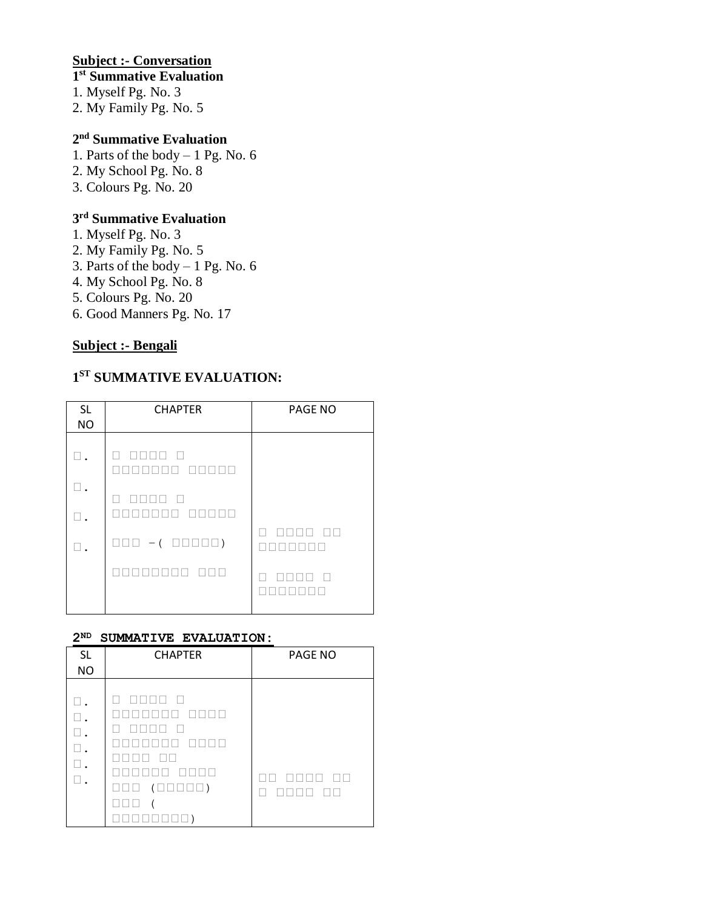**Subject :- Conversation**

**1st Summative Evaluation**

1. Myself Pg. No. 3
2. My Family Pg. No. 5

**2nd Summative Evaluation**

1. Parts of the body – 1 Pg. No. 6
2. My School Pg. No. 8
3. Colours Pg. No. 20

**3rd Summative Evaluation**

1. Myself Pg. No. 3
2. My Family Pg. No. 5
3. Parts of the body – 1 Pg. No. 6
4. My School Pg. No. 8
5. Colours Pg. No. 20
6. Good Manners Pg. No. 17

**Subject :- Bengali**

## 1ST SUMMATIVE EVALUATION:

| SL NO | CHAPTER | PAGE NO |
|---|---|---|
| □. | □ □□□□ □ □□□□□□□ □□□□□ | |
| □. | □ □□□□ □ □□□□□□□ □□□□□ | |
| □. | □□□ -( □□□□□) | □ □□□□ □□ □□□□□□□ |
| □. | □□□□□□□□ □□□ | □ □□□□ □ □□□□□□□ |

**2ND SUMMATIVE EVALUATION:**

| SL NO | CHAPTER | PAGE NO |
|---|---|---|
| □. □. □. □. □. □. | □ □□□□ □ □□□□□□□ □□□□ □ □□□□ □ □□□□□□□ □□□□ □□□□ □□ □□□□□□ □□□□ □□□ (□□□□□) □□□ (□□□□□□□□) | □□ □□□□ □□ □ □□□□ □□ |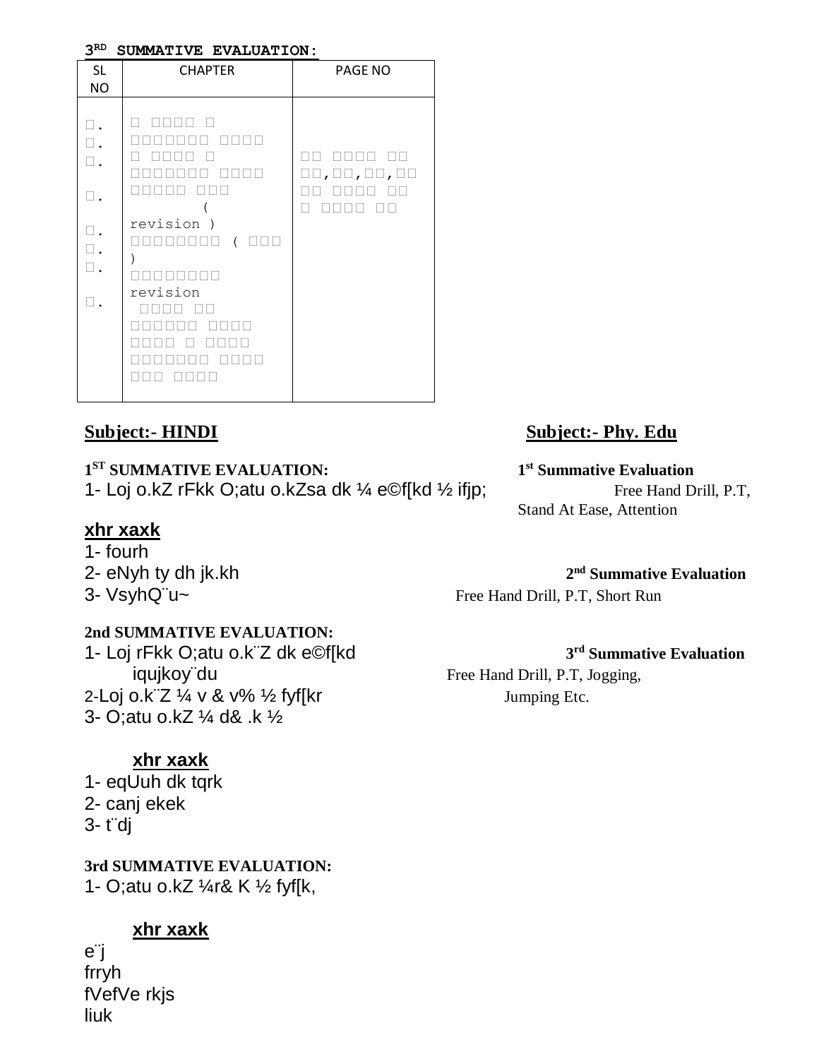**3RD SUMMATIVE EVALUATION:**

| SL NO | CHAPTER | PAGE NO |
|---|---|---|
| □. □. □. □. □. □. □. □. | □ □□□□ □ □□□□□□□ □□□□ □ □□□□ □ □□□□□□□ □□□□ □□□□□ □□□ ( revision ) □□□□□□□□ ( □□□ ) □□□□□□□□ revision □□□□ □□ □□□□□□ □□□□ □□□□ □ □□□□ □□□□□□□ □□□□ □□□ □□□□ | □□ □□□□ □□ □□,□□,□□,□□ □□ □□□□ □□ □ □□□□ □□ |

**Subject:- HINDI**

**1ST SUMMATIVE EVALUATION:**

1- Loj o.kZ rFkk O;atu o.kZsa dk ¼ e©f[kd ½ ifjp;

**xhr xaxk**

1- fourh
2- eNyh ty dh jk.kh
3- VsyhQ¨u~

**2nd SUMMATIVE EVALUATION:**

1- Loj rFkk O;atu o.k¨Z dk e©f[kd iqujkoy¨du
2-Loj o.k¨Z ¼ v & v% ½ fyf[kr
3- O;atu o.kZ ¼ d& .k ½

**xhr xaxk**

1- eqUuh dk tqrk
2- canj ekek
3- t¨dj

**3rd SUMMATIVE EVALUATION:**

1- O;atu o.kZ ¼r& K ½ fyf[k,

**xhr xaxk**

e¨j
frryh
fVefVe rkjs
liuk

**Subject:- Phy. Edu**

**1st Summative Evaluation**

Free Hand Drill, P.T, Stand At Ease, Attention

**2nd Summative Evaluation**

Free Hand Drill, P.T, Short Run

**3rd Summative Evaluation**

Free Hand Drill, P.T, Jogging, Jumping Etc.